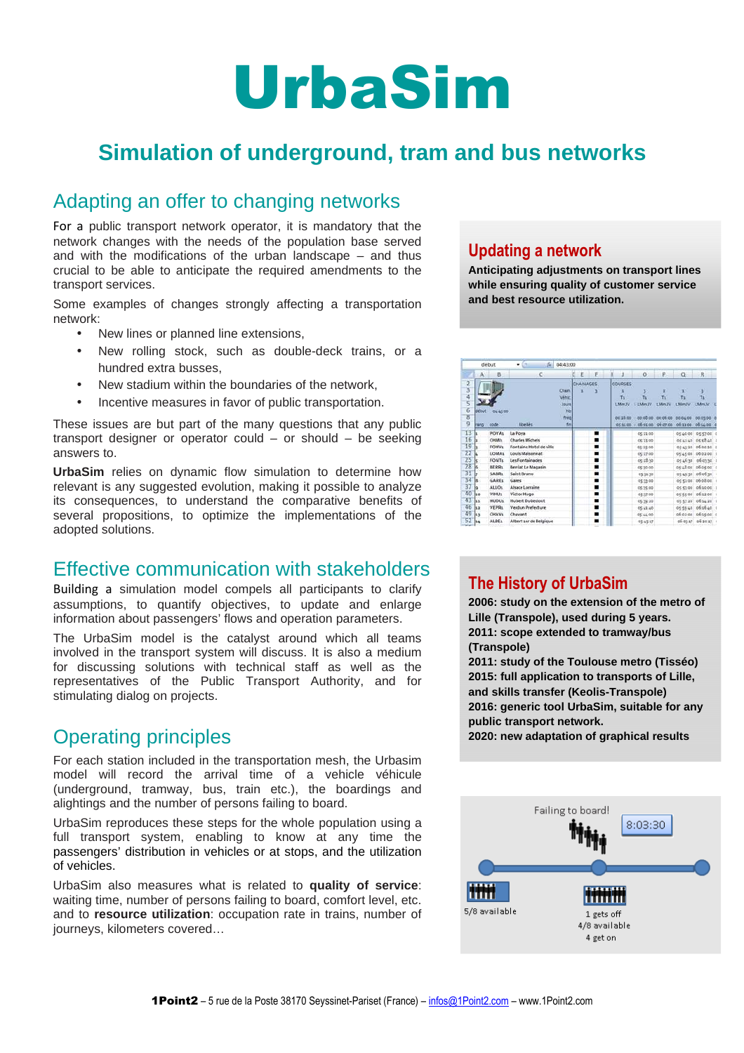# UrbaSim

## Simulation of underground, tram and bus networks

### Adapting an offer to changing networks

For a public transport network operator, it is mandatory that the network changes with the needs of the population base served and with the modifications of the urban landscape – and thus crucial to be able to anticipate the required amendments to the transport services.

Some examples of changes strongly affecting a transportation network:

- New lines or planned line extensions,
- New rolling stock, such as double-deck trains, or a hundred extra busses,
- New stadium within the boundaries of the network,
- Incentive measures in favor of public transportation.

These issues are but part of the many questions that any public transport designer or operator could – or should – be seeking answers to.

**UrbaSim** relies on dynamic flow simulation to determine how relevant is any suggested evolution, making it possible to analyze its consequences, to understand the comparative benefits of several propositions, to optimize the implementations of the adopted solutions.

### Effective communication with stakeholders

Building a simulation model compels all participants to clarify assumptions, to quantify objectives, to update and enlarge information about passengers' flows and operation parameters.

The UrbaSim model is the catalyst around which all teams involved in the transport system will discuss. It is also a medium for discussing solutions with technical staff as well as the representatives of the Public Transport Authority, and for stimulating dialog on projects.

### Operating principles

For each station included in the transportation mesh, the Urbasim model will record the arrival time of a vehicle véhicule (underground, tramway, bus, train etc.), the boardings and alightings and the number of persons failing to board.

UrbaSim reproduces these steps for the whole population using a full transport system, enabling to know at any time the passengers' distribution in vehicles or at stops, and the utilization of vehicles.

UrbaSim also measures what is related to **quality of service**: waiting time, number of persons failing to board, comfort level, etc. and to **resource utilization**: occupation rate in trains, number of journeys, kilometers covered…

### Updating a network

**Anticipating adjustments on transport lines while ensuring quality of customer service and best resource utilization.**

### The History of UrbaSim

**2006: study on the extension of the metro of Lille (Transpole), used during 5 years.**
**2011: scope extended to tramway/bus (Transpole)**
**2011: study of the Toulouse metro (Tisséo)**
**2015: full application to transports of Lille, and skills transfer (Keolis-Transpole)**
**2016: generic tool UrbaSim, suitable for any public transport network.**
**2020: new adaptation of graphical results**

Failing to board! 8:03:30

5/8 available

1 gets off
4/8 available
4 get on

**1Point2** – 5 rue de la Poste 38170 Seyssinet-Pariset (France) – infos@1Point2.com – www.1Point2.com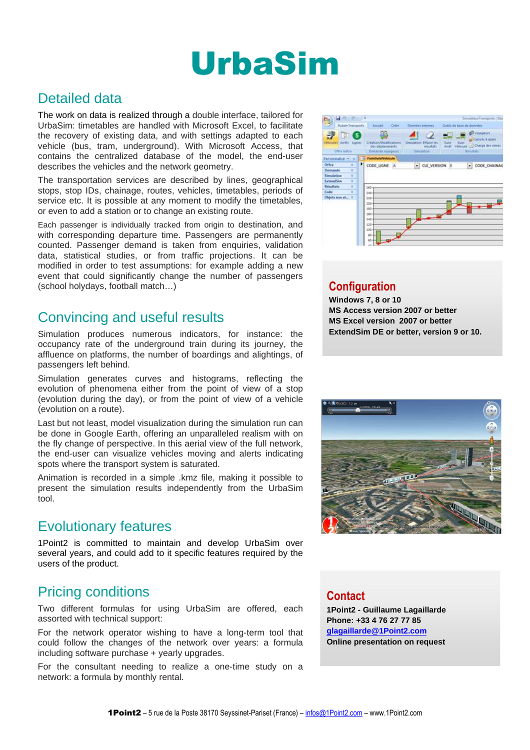# UrbaSim

## Detailed data

The work on data is realized through a double interface, tailored for UrbaSim: timetables are handled with Microsoft Excel, to facilitate the recovery of existing data, and with settings adapted to each vehicle (bus, tram, underground). With Microsoft Access, that contains the centralized database of the model, the end-user describes the vehicles and the network geometry.

The transportation services are described by lines, geographical stops, stop IDs, chainage, routes, vehicles, timetables, periods of service etc. It is possible at any moment to modify the timetables, or even to add a station or to change an existing route.

Each passenger is individually tracked from origin to destination, and with corresponding departure time. Passengers are permanently counted. Passenger demand is taken from enquiries, validation data, statistical studies, or from traffic projections. It can be modified in order to test assumptions: for example adding a new event that could significantly change the number of passengers (school holydays, football match…)

## Convincing and useful results

Simulation produces numerous indicators, for instance: the occupancy rate of the underground train during its journey, the affluence on platforms, the number of boardings and alightings, of passengers left behind.

Simulation generates curves and histograms, reflecting the evolution of phenomena either from the point of view of a stop (evolution during the day), or from the point of view of a vehicle (evolution on a route).

Last but not least, model visualization during the simulation run can be done in Google Earth, offering an unparalleled realism with on the fly change of perspective. In this aerial view of the full network, the end-user can visualize vehicles moving and alerts indicating spots where the transport system is saturated.

Animation is recorded in a simple .kmz file, making it possible to present the simulation results independently from the UrbaSim tool.

## Evolutionary features

1Point2 is committed to maintain and develop UrbaSim over several years, and could add to it specific features required by the users of the product.

## Pricing conditions

Two different formulas for using UrbaSim are offered, each assorted with technical support:

For the network operator wishing to have a long-term tool that could follow the changes of the network over years: a formula including software purchase + yearly upgrades.

For the consultant needing to realize a one-time study on a network: a formula by monthly rental.

## Configuration

**Windows 7, 8 or 10**
**MS Access version 2007 or better**
**MS Excel version 2007 or better**
**ExtendSim DE or better, version 9 or 10.**

## Contact

**1Point2 - Guillaume Lagaillarde**
**Phone: +33 4 76 27 77 85**
**glagaillarde@1Point2.com**
**Online presentation on request**

**1Point2** – 5 rue de la Poste 38170 Seyssinet-Pariset (France) – infos@1Point2.com – www.1Point2.com